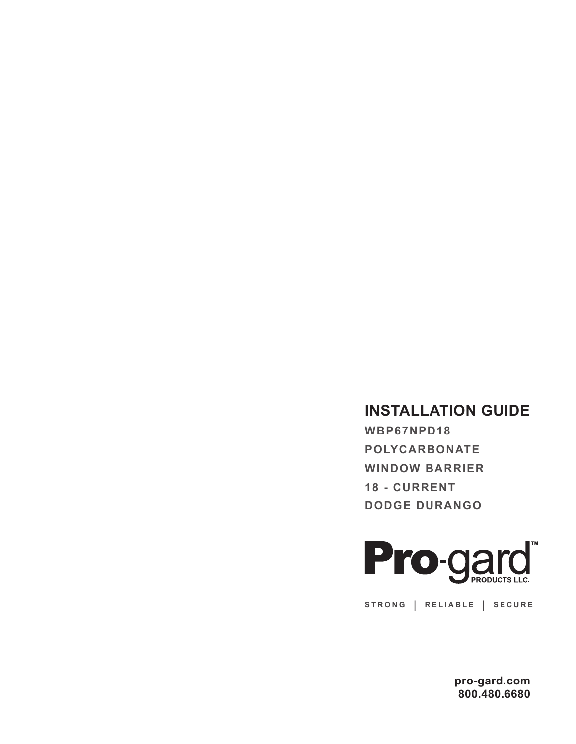# INSTALLATION GUIDE

**WBP67NPD18**

**POLYCARBONATE**

**WINDOW BARRIER**

**18 - CURRENT**

**DODGE DURANGO**

**Pro-gard™**
PRODUCTS LLC.

STRONG | RELIABLE | SECURE

**pro-gard.com**
**800.480.6680**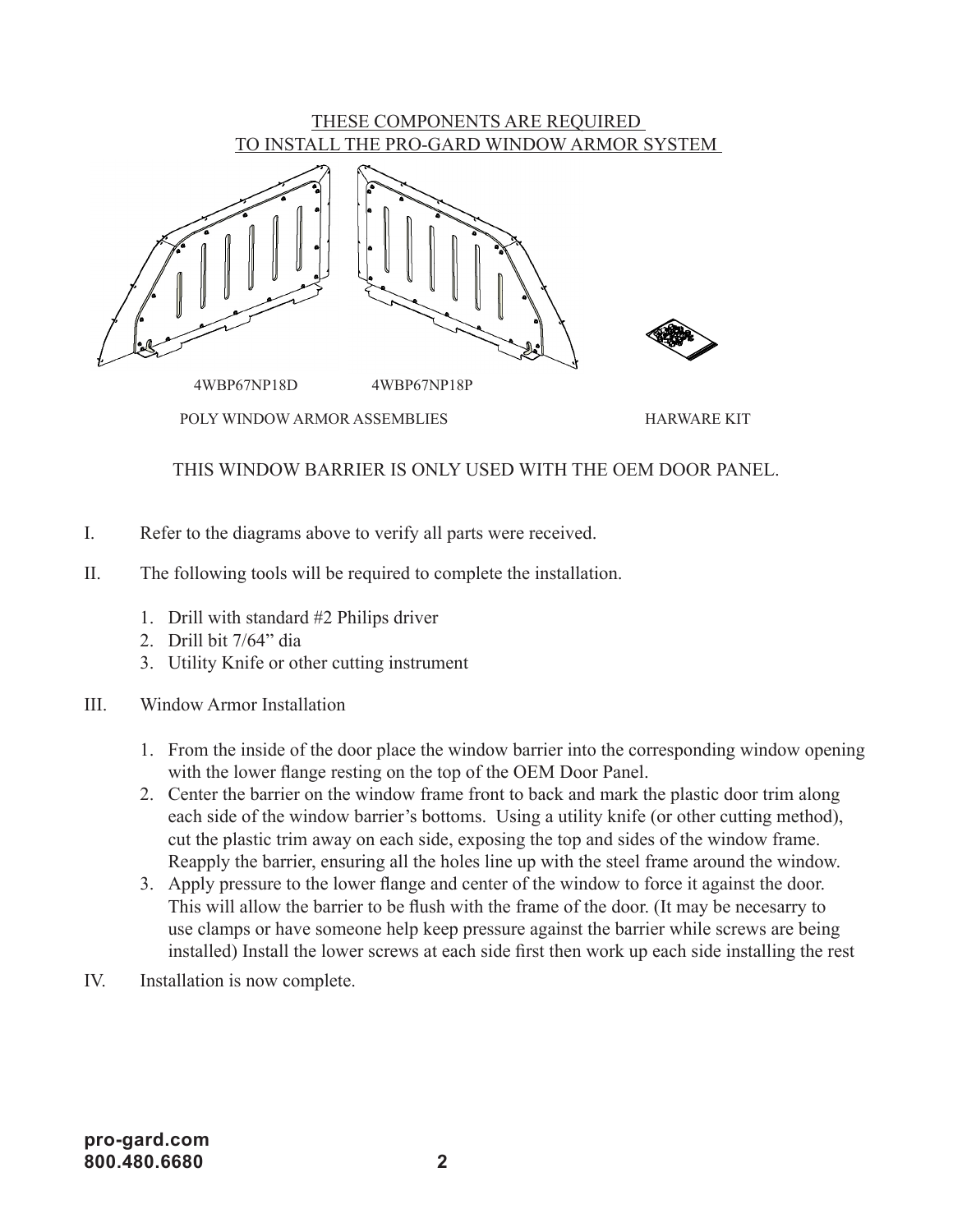THESE COMPONENTS ARE REQUIRED
TO INSTALL THE PRO-GARD WINDOW ARMOR SYSTEM

4WBP67NP18D

4WBP67NP18P

POLY WINDOW ARMOR ASSEMBLIES

HARWARE KIT

THIS WINDOW BARRIER IS ONLY USED WITH THE OEM DOOR PANEL.

I. Refer to the diagrams above to verify all parts were received.

II. The following tools will be required to complete the installation.

1. Drill with standard #2 Philips driver
2. Drill bit 7/64" dia
3. Utility Knife or other cutting instrument

III. Window Armor Installation

1. From the inside of the door place the window barrier into the corresponding window opening with the lower flange resting on the top of the OEM Door Panel.
2. Center the barrier on the window frame front to back and mark the plastic door trim along each side of the window barrier's bottoms. Using a utility knife (or other cutting method), cut the plastic trim away on each side, exposing the top and sides of the window frame. Reapply the barrier, ensuring all the holes line up with the steel frame around the window.
3. Apply pressure to the lower flange and center of the window to force it against the door. This will allow the barrier to be flush with the frame of the door. (It may be necesarry to use clamps or have someone help keep pressure against the barrier while screws are being installed) Install the lower screws at each side first then work up each side installing the rest

IV. Installation is now complete.

**pro-gard.com**
**800.480.6680**